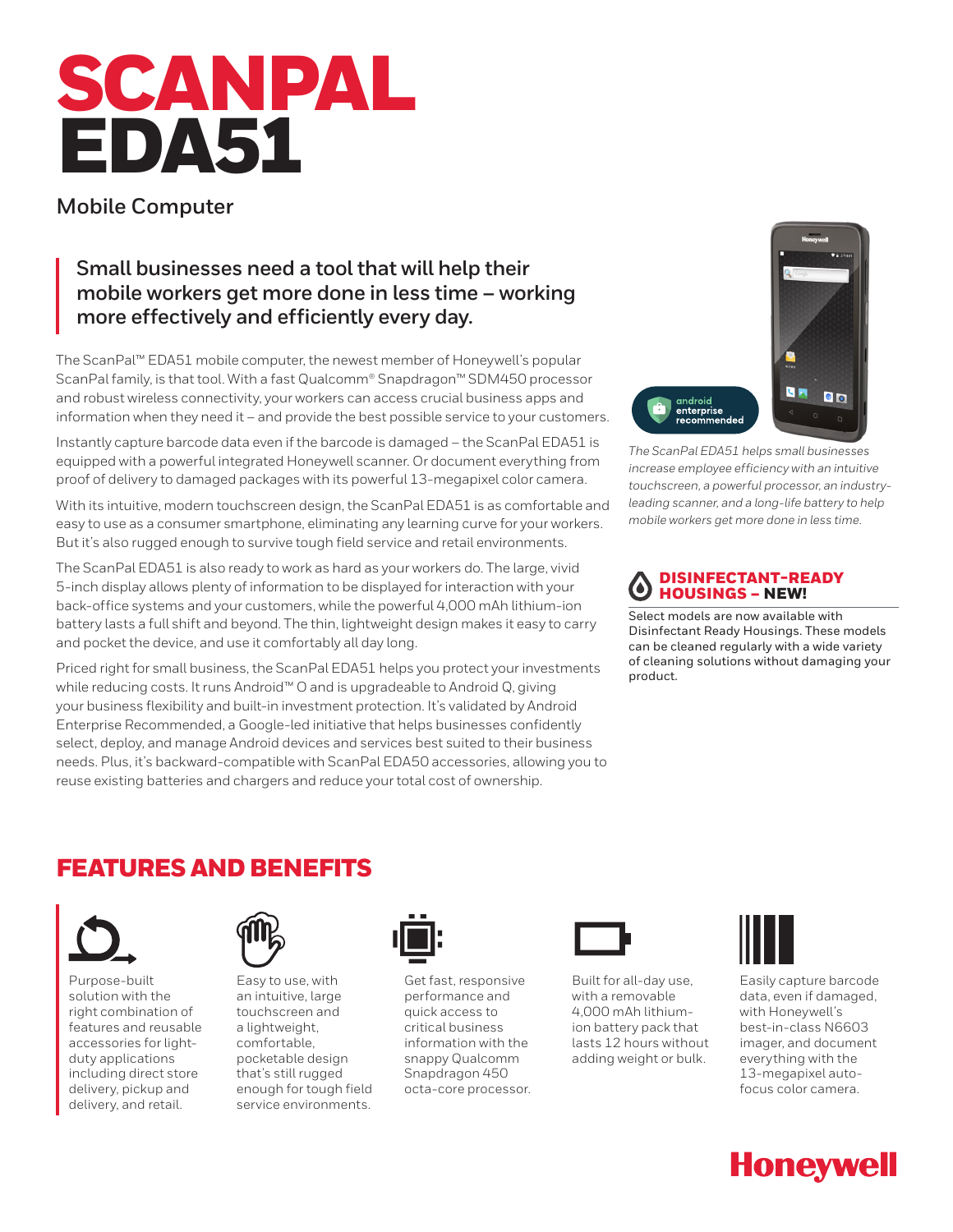# SCANPAL EDA51

## Mobile Computer

**Small businesses need a tool that will help their mobile workers get more done in less time – working more effectively and efficiently every day.**

The ScanPal™ EDA51 mobile computer, the newest member of Honeywell's popular ScanPal family, is that tool. With a fast Qualcomm® Snapdragon™ SDM450 processor and robust wireless connectivity, your workers can access crucial business apps and information when they need it – and provide the best possible service to your customers.

Instantly capture barcode data even if the barcode is damaged – the ScanPal EDA51 is equipped with a powerful integrated Honeywell scanner. Or document everything from proof of delivery to damaged packages with its powerful 13-megapixel color camera.

With its intuitive, modern touchscreen design, the ScanPal EDA51 is as comfortable and easy to use as a consumer smartphone, eliminating any learning curve for your workers. But it's also rugged enough to survive tough field service and retail environments.

The ScanPal EDA51 is also ready to work as hard as your workers do. The large, vivid 5-inch display allows plenty of information to be displayed for interaction with your back-office systems and your customers, while the powerful 4,000 mAh lithium-ion battery lasts a full shift and beyond. The thin, lightweight design makes it easy to carry and pocket the device, and use it comfortably all day long.

Priced right for small business, the ScanPal EDA51 helps you protect your investments while reducing costs. It runs Android™ O and is upgradeable to Android Q, giving your business flexibility and built-in investment protection. It's validated by Android Enterprise Recommended, a Google-led initiative that helps businesses confidently select, deploy, and manage Android devices and services best suited to their business needs. Plus, it's backward-compatible with ScanPal EDA50 accessories, allowing you to reuse existing batteries and chargers and reduce your total cost of ownership.

*The ScanPal EDA51 helps small businesses increase employee efficiency with an intuitive touchscreen, a powerful processor, an industry-leading scanner, and a long-life battery to help mobile workers get more done in less time.*

### DISINFECTANT-READY HOUSINGS – NEW!

Select models are now available with Disinfectant Ready Housings. These models can be cleaned regularly with a wide variety of cleaning solutions without damaging your product.

## FEATURES AND BENEFITS

- Purpose-built solution with the right combination of features and reusable accessories for light-duty applications including direct store delivery, pickup and delivery, and retail.
- Easy to use, with an intuitive, large touchscreen and a lightweight, comfortable, pocketable design that's still rugged enough for tough field service environments.
- Get fast, responsive performance and quick access to critical business information with the snappy Qualcomm Snapdragon 450 octa-core processor.
- Built for all-day use, with a removable 4,000 mAh lithium-ion battery pack that lasts 12 hours without adding weight or bulk.
- Easily capture barcode data, even if damaged, with Honeywell's best-in-class N6603 imager, and document everything with the 13-megapixel auto-focus color camera.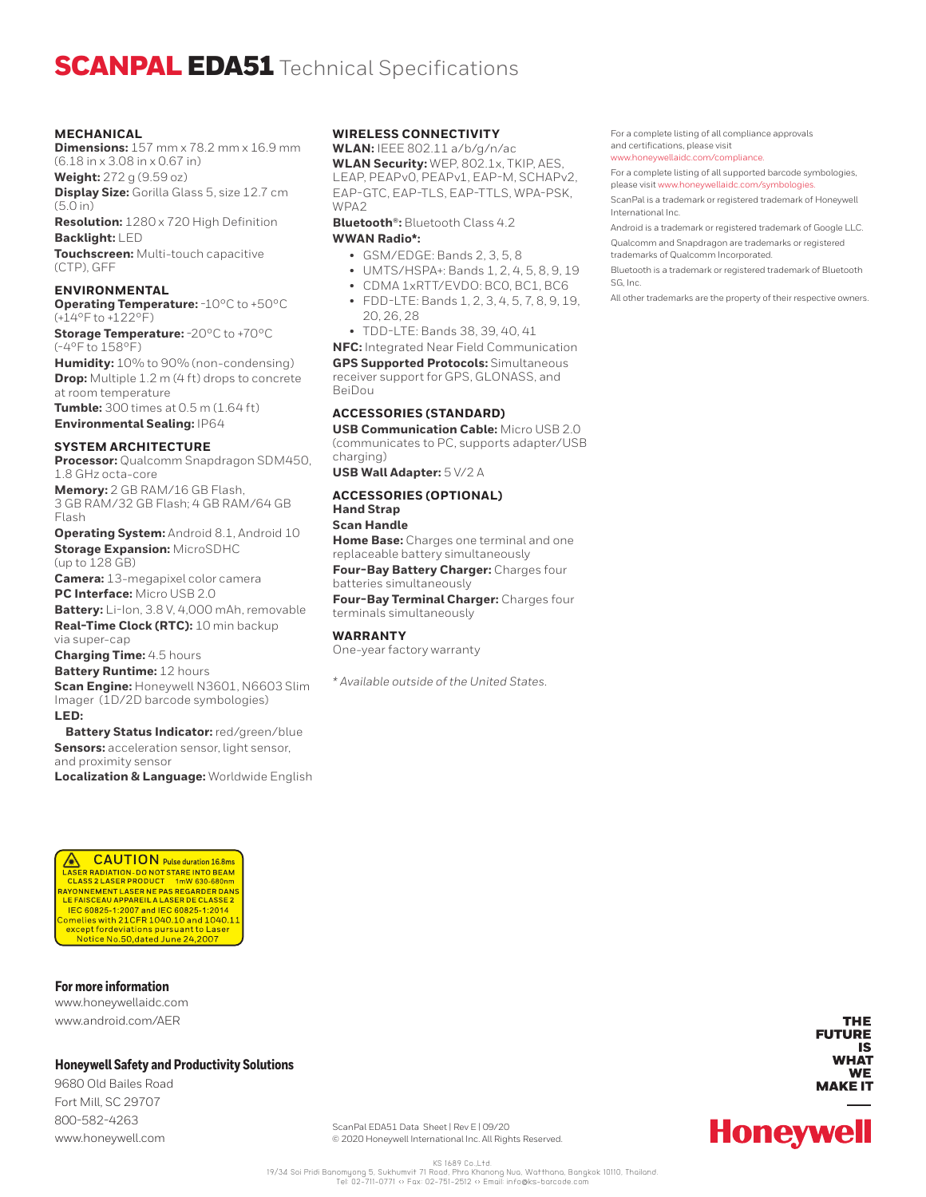# SCANPAL EDA51 Technical Specifications

## MECHANICAL

**Dimensions:** 157 mm x 78.2 mm x 16.9 mm (6.18 in x 3.08 in x 0.67 in)

**Weight:** 272 g (9.59 oz)

**Display Size:** Gorilla Glass 5, size 12.7 cm (5.0 in)

**Resolution:** 1280 x 720 High Definition

**Backlight:** LED

**Touchscreen:** Multi-touch capacitive (CTP), GFF

## ENVIRONMENTAL

**Operating Temperature:** -10°C to +50°C (+14°F to +122°F)

**Storage Temperature:** -20°C to +70°C (-4°F to 158°F)

**Humidity:** 10% to 90% (non-condensing)

**Drop:** Multiple 1.2 m (4 ft) drops to concrete at room temperature

**Tumble:** 300 times at 0.5 m (1.64 ft)

**Environmental Sealing:** IP64

## SYSTEM ARCHITECTURE

**Processor:** Qualcomm Snapdragon SDM450, 1.8 GHz octa-core

**Memory:** 2 GB RAM/16 GB Flash, 3 GB RAM/32 GB Flash; 4 GB RAM/64 GB Flash

**Operating System:** Android 8.1, Android 10

**Storage Expansion:** MicroSDHC (up to 128 GB)

**Camera:** 13-megapixel color camera

**PC Interface:** Micro USB 2.0

**Battery:** Li-Ion, 3.8 V, 4,000 mAh, removable

**Real-Time Clock (RTC):** 10 min backup via super-cap

**Charging Time:** 4.5 hours

**Battery Runtime:** 12 hours

**Scan Engine:** Honeywell N3601, N6603 Slim Imager (1D/2D barcode symbologies)

**LED:**

**Battery Status Indicator:** red/green/blue

**Sensors:** acceleration sensor, light sensor, and proximity sensor

**Localization & Language:** Worldwide English

## WIRELESS CONNECTIVITY

**WLAN:** IEEE 802.11 a/b/g/n/ac

**WLAN Security:** WEP, 802.1x, TKIP, AES, LEAP, PEAPv0, PEAPv1, EAP-M, SCHAPv2, EAP-GTC, EAP-TLS, EAP-TTLS, WPA-PSK, WPA2

**Bluetooth®:** Bluetooth Class 4.2

**WWAN Radio*:**

- GSM/EDGE: Bands 2, 3, 5, 8
- UMTS/HSPA+: Bands 1, 2, 4, 5, 8, 9, 19
- CDMA 1xRTT/EVDO: BC0, BC1, BC6
- FDD-LTE: Bands 1, 2, 3, 4, 5, 7, 8, 9, 19, 20, 26, 28
- TDD-LTE: Bands 38, 39, 40, 41

**NFC:** Integrated Near Field Communication

**GPS Supported Protocols:** Simultaneous receiver support for GPS, GLONASS, and BeiDou

## ACCESSORIES (STANDARD)

**USB Communication Cable:** Micro USB 2.0 (communicates to PC, supports adapter/USB charging)

**USB Wall Adapter:** 5 V/2 A

## ACCESSORIES (OPTIONAL)

**Hand Strap**

**Scan Handle**

**Home Base:** Charges one terminal and one replaceable battery simultaneously

**Four-Bay Battery Charger:** Charges four batteries simultaneously

**Four-Bay Terminal Charger:** Charges four terminals simultaneously

## WARRANTY

One-year factory warranty

*\* Available outside of the United States.*

For a complete listing of all compliance approvals and certifications, please visit www.honeywellaidc.com/compliance.

For a complete listing of all supported barcode symbologies, please visit www.honeywellaidc.com/symbologies.

ScanPal is a trademark or registered trademark of Honeywell International Inc.

Android is a trademark or registered trademark of Google LLC.

Qualcomm and Snapdragon are trademarks or registered trademarks of Qualcomm Incorporated.

Bluetooth is a trademark or registered trademark of Bluetooth SG, Inc.

All other trademarks are the property of their respective owners.

CAUTION Pulse duration 16.8ms
LASER RADIATION-DO NOT STARE INTO BEAM
CLASS 2 LASER PRODUCT 1mW 630-680nm
RAYONNEMENT LASER NE PAS REGARDER DANS LE FAISCEAU APPAREIL A LASER DE CLASSE 2
IEC 60825-1:2007 and IEC 60825-1:2014
Comelies with 21CFR 1040.10 and 1040.11 except fordeviations pursuant to Laser Notice No.50,dated June 24,2007

**For more information**

www.honeywellaidc.com

www.android.com/AER

**Honeywell Safety and Productivity Solutions**

9680 Old Bailes Road
Fort Mill, SC 29707
800-582-4263
www.honeywell.com

ScanPal EDA51 Data Sheet | Rev E | 09/20
© 2020 Honeywell International Inc. All Rights Reserved.

THE FUTURE IS WHAT WE MAKE IT

Honeywell

KS 1689 Co.,Ltd.
19/34 Soi Pridi Banomyong 5, Sukhumvit 71 Road, Phra Khanong Nua, Watthana, Bangkok 10110, Thailand.
Tel: 02-711-0771 ‹› Fax: 02-751-2512 ‹› Email: info@ks-barcode.com